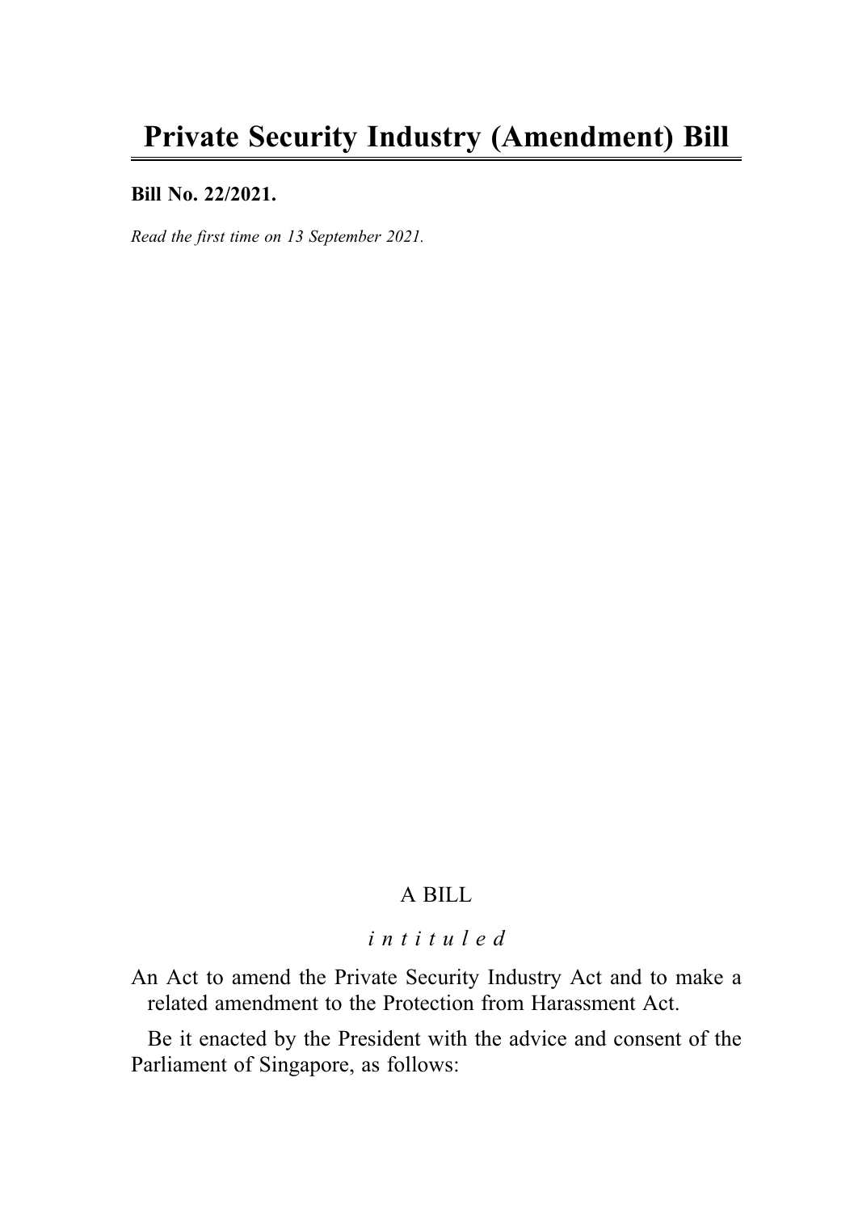# Private Security Industry (Amendment) Bill

**Bill No. 22/2021.**

*Read the first time on 13 September 2021.*

A BILL

*intituled*

An Act to amend the Private Security Industry Act and to make a related amendment to the Protection from Harassment Act.

Be it enacted by the President with the advice and consent of the Parliament of Singapore, as follows: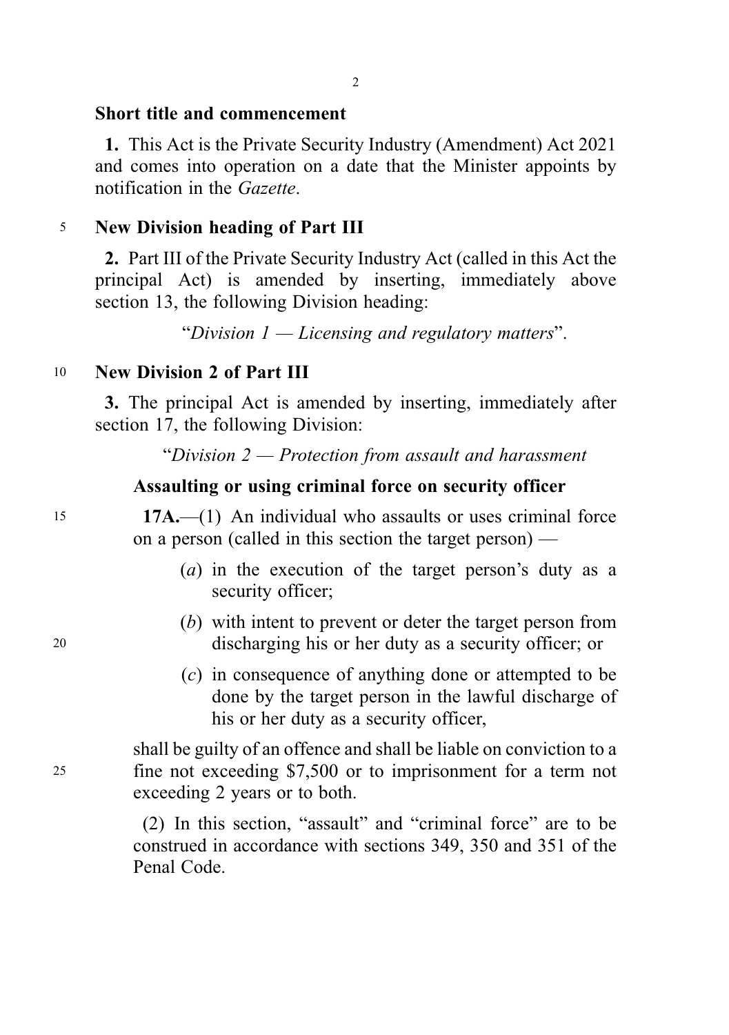**Short title and commencement**

**1.** This Act is the Private Security Industry (Amendment) Act 2021 and comes into operation on a date that the Minister appoints by notification in the *Gazette*.

**New Division heading of Part III**

**2.** Part III of the Private Security Industry Act (called in this Act the principal Act) is amended by inserting, immediately above section 13, the following Division heading:

"*Division 1 — Licensing and regulatory matters*".

**New Division 2 of Part III**

**3.** The principal Act is amended by inserting, immediately after section 17, the following Division:

"*Division 2 — Protection from assault and harassment*

**Assaulting or using criminal force on security officer**

**17A.**—(1) An individual who assaults or uses criminal force on a person (called in this section the target person) —

(*a*) in the execution of the target person's duty as a security officer;

(*b*) with intent to prevent or deter the target person from discharging his or her duty as a security officer; or

(*c*) in consequence of anything done or attempted to be done by the target person in the lawful discharge of his or her duty as a security officer,

shall be guilty of an offence and shall be liable on conviction to a fine not exceeding $7,500 or to imprisonment for a term not exceeding 2 years or to both.

(2) In this section, "assault" and "criminal force" are to be construed in accordance with sections 349, 350 and 351 of the Penal Code.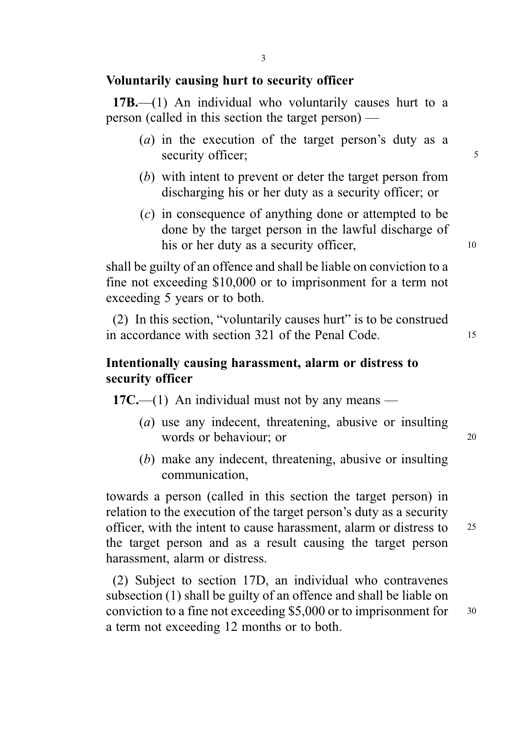**Voluntarily causing hurt to security officer**

**17B.**—(1) An individual who voluntarily causes hurt to a person (called in this section the target person) —

(*a*) in the execution of the target person's duty as a security officer;

(*b*) with intent to prevent or deter the target person from discharging his or her duty as a security officer; or

(*c*) in consequence of anything done or attempted to be done by the target person in the lawful discharge of his or her duty as a security officer,

shall be guilty of an offence and shall be liable on conviction to a fine not exceeding $10,000 or to imprisonment for a term not exceeding 5 years or to both.

(2) In this section, "voluntarily causes hurt" is to be construed in accordance with section 321 of the Penal Code.

**Intentionally causing harassment, alarm or distress to security officer**

**17C.**—(1) An individual must not by any means —

(*a*) use any indecent, threatening, abusive or insulting words or behaviour; or

(*b*) make any indecent, threatening, abusive or insulting communication,

towards a person (called in this section the target person) in relation to the execution of the target person's duty as a security officer, with the intent to cause harassment, alarm or distress to the target person and as a result causing the target person harassment, alarm or distress.

(2) Subject to section 17D, an individual who contravenes subsection (1) shall be guilty of an offence and shall be liable on conviction to a fine not exceeding $5,000 or to imprisonment for a term not exceeding 12 months or to both.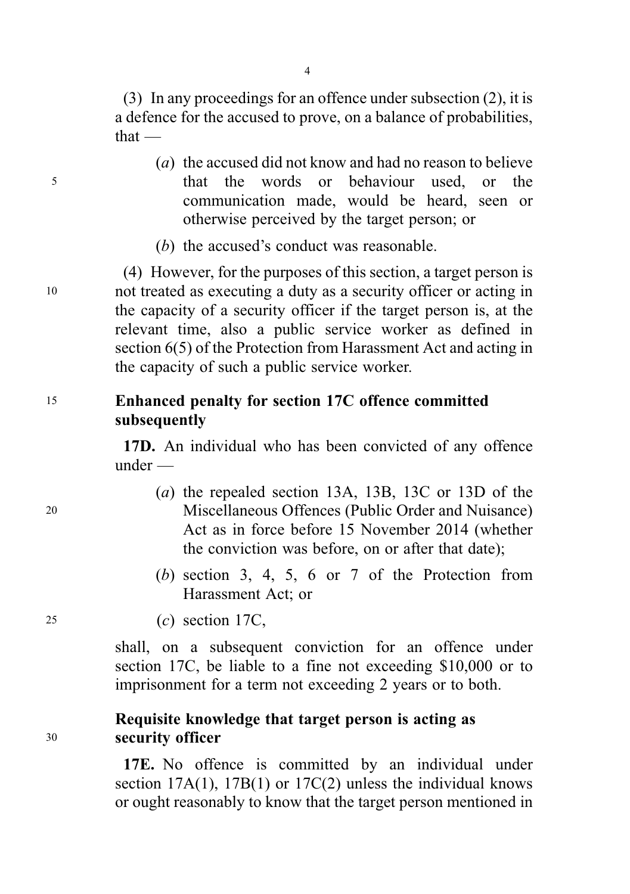(3) In any proceedings for an offence under subsection (2), it is a defence for the accused to prove, on a balance of probabilities, that —

(*a*) the accused did not know and had no reason to believe that the words or behaviour used, or the communication made, would be heard, seen or otherwise perceived by the target person; or

(*b*) the accused's conduct was reasonable.

(4) However, for the purposes of this section, a target person is not treated as executing a duty as a security officer or acting in the capacity of a security officer if the target person is, at the relevant time, also a public service worker as defined in section 6(5) of the Protection from Harassment Act and acting in the capacity of such a public service worker.

**Enhanced penalty for section 17C offence committed subsequently**

**17D.** An individual who has been convicted of any offence under —

(*a*) the repealed section 13A, 13B, 13C or 13D of the Miscellaneous Offences (Public Order and Nuisance) Act as in force before 15 November 2014 (whether the conviction was before, on or after that date);

(*b*) section 3, 4, 5, 6 or 7 of the Protection from Harassment Act; or

(*c*) section 17C,

shall, on a subsequent conviction for an offence under section 17C, be liable to a fine not exceeding $10,000 or to imprisonment for a term not exceeding 2 years or to both.

**Requisite knowledge that target person is acting as security officer**

**17E.** No offence is committed by an individual under section 17A(1), 17B(1) or 17C(2) unless the individual knows or ought reasonably to know that the target person mentioned in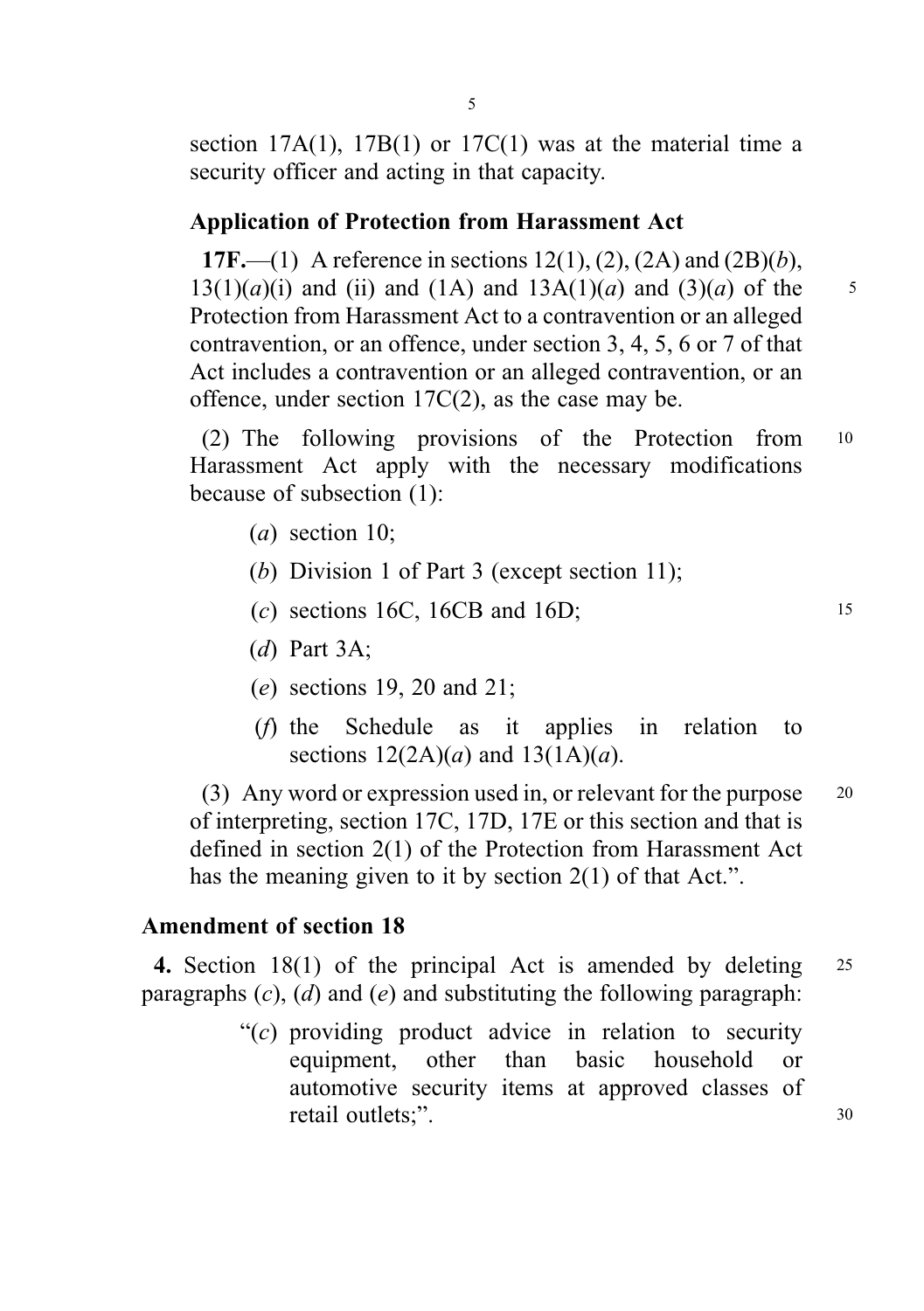section 17A(1), 17B(1) or 17C(1) was at the material time a security officer and acting in that capacity.

**Application of Protection from Harassment Act**

**17F.**—(1) A reference in sections 12(1), (2), (2A) and (2B)(*b*), 13(1)(*a*)(i) and (ii) and (1A) and 13A(1)(*a*) and (3)(*a*) of the Protection from Harassment Act to a contravention or an alleged contravention, or an offence, under section 3, 4, 5, 6 or 7 of that Act includes a contravention or an alleged contravention, or an offence, under section 17C(2), as the case may be.

(2) The following provisions of the Protection from Harassment Act apply with the necessary modifications because of subsection (1):

- (*a*) section 10;
- (*b*) Division 1 of Part 3 (except section 11);
- (*c*) sections 16C, 16CB and 16D;
- (*d*) Part 3A;
- (*e*) sections 19, 20 and 21;
- (*f*) the Schedule as it applies in relation to sections 12(2A)(*a*) and 13(1A)(*a*).

(3) Any word or expression used in, or relevant for the purpose of interpreting, section 17C, 17D, 17E or this section and that is defined in section 2(1) of the Protection from Harassment Act has the meaning given to it by section 2(1) of that Act.".

**Amendment of section 18**

**4.** Section 18(1) of the principal Act is amended by deleting paragraphs (*c*), (*d*) and (*e*) and substituting the following paragraph:

> "(*c*) providing product advice in relation to security equipment, other than basic household or automotive security items at approved classes of retail outlets;".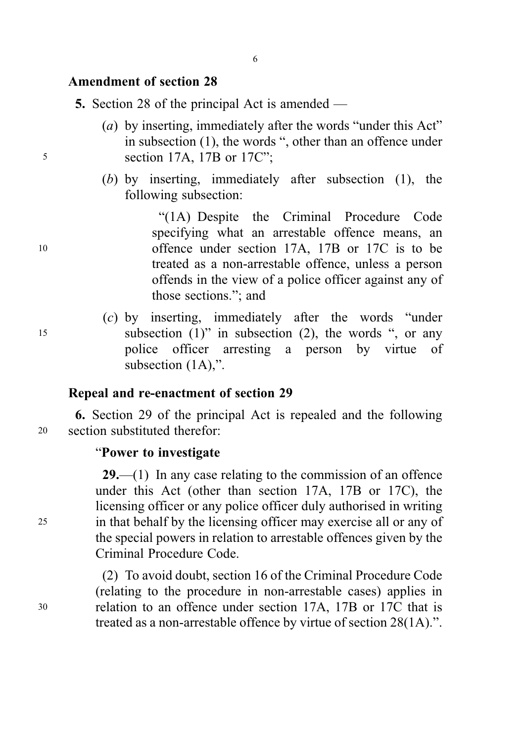## Amendment of section 28

**5.** Section 28 of the principal Act is amended —

(*a*) by inserting, immediately after the words "under this Act" in subsection (1), the words ", other than an offence under section 17A, 17B or 17C";

(*b*) by inserting, immediately after subsection (1), the following subsection:

> "(1A) Despite the Criminal Procedure Code specifying what an arrestable offence means, an offence under section 17A, 17B or 17C is to be treated as a non-arrestable offence, unless a person offends in the view of a police officer against any of those sections."; and

(*c*) by inserting, immediately after the words "under subsection (1)" in subsection (2), the words ", or any police officer arresting a person by virtue of subsection (1A),".

## Repeal and re-enactment of section 29

**6.** Section 29 of the principal Act is repealed and the following section substituted therefor:

> "**Power to investigate**
>
> **29.**—(1) In any case relating to the commission of an offence under this Act (other than section 17A, 17B or 17C), the licensing officer or any police officer duly authorised in writing in that behalf by the licensing officer may exercise all or any of the special powers in relation to arrestable offences given by the Criminal Procedure Code.
>
> (2) To avoid doubt, section 16 of the Criminal Procedure Code (relating to the procedure in non-arrestable cases) applies in relation to an offence under section 17A, 17B or 17C that is treated as a non-arrestable offence by virtue of section 28(1A).".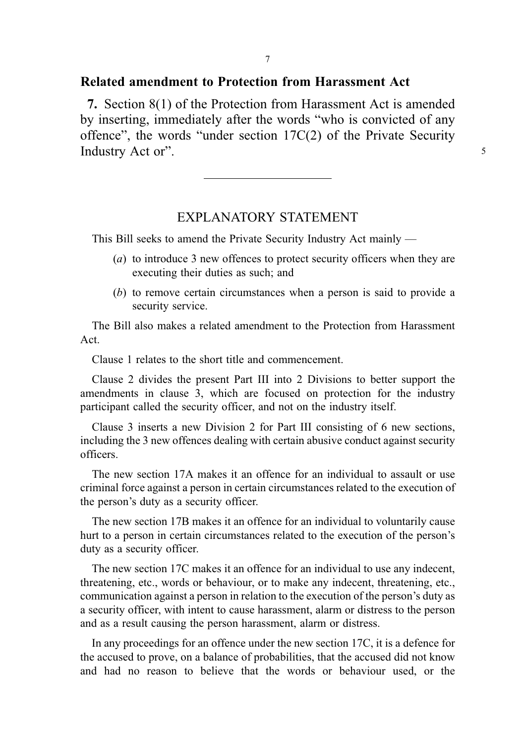### Related amendment to Protection from Harassment Act

**7.** Section 8(1) of the Protection from Harassment Act is amended by inserting, immediately after the words "who is convicted of any offence", the words "under section 17C(2) of the Private Security Industry Act or".

---

## EXPLANATORY STATEMENT

This Bill seeks to amend the Private Security Industry Act mainly —

- (*a*) to introduce 3 new offences to protect security officers when they are executing their duties as such; and
- (*b*) to remove certain circumstances when a person is said to provide a security service.

The Bill also makes a related amendment to the Protection from Harassment Act.

Clause 1 relates to the short title and commencement.

Clause 2 divides the present Part III into 2 Divisions to better support the amendments in clause 3, which are focused on protection for the industry participant called the security officer, and not on the industry itself.

Clause 3 inserts a new Division 2 for Part III consisting of 6 new sections, including the 3 new offences dealing with certain abusive conduct against security officers.

The new section 17A makes it an offence for an individual to assault or use criminal force against a person in certain circumstances related to the execution of the person's duty as a security officer.

The new section 17B makes it an offence for an individual to voluntarily cause hurt to a person in certain circumstances related to the execution of the person's duty as a security officer.

The new section 17C makes it an offence for an individual to use any indecent, threatening, etc., words or behaviour, or to make any indecent, threatening, etc., communication against a person in relation to the execution of the person's duty as a security officer, with intent to cause harassment, alarm or distress to the person and as a result causing the person harassment, alarm or distress.

In any proceedings for an offence under the new section 17C, it is a defence for the accused to prove, on a balance of probabilities, that the accused did not know and had no reason to believe that the words or behaviour used, or the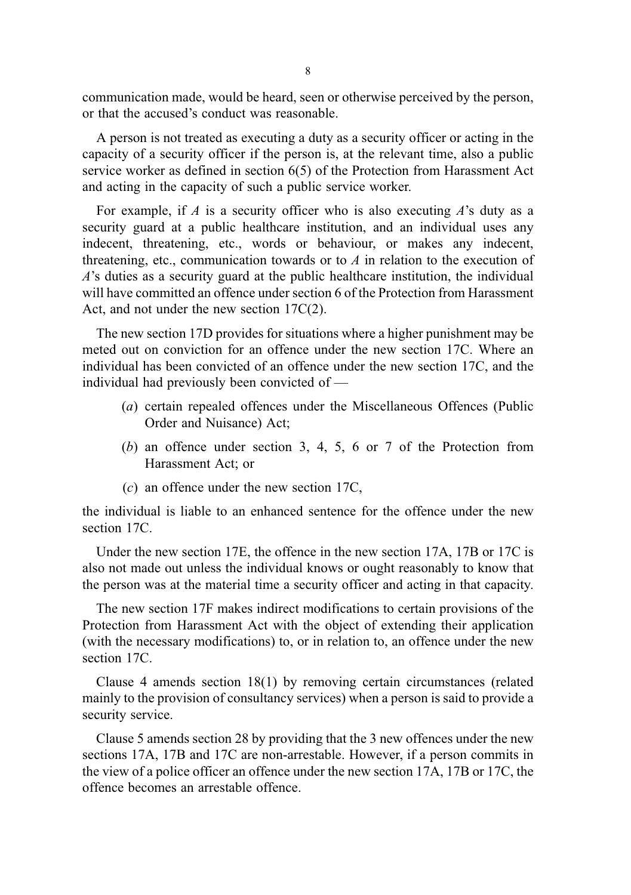communication made, would be heard, seen or otherwise perceived by the person, or that the accused's conduct was reasonable.

A person is not treated as executing a duty as a security officer or acting in the capacity of a security officer if the person is, at the relevant time, also a public service worker as defined in section 6(5) of the Protection from Harassment Act and acting in the capacity of such a public service worker.

For example, if *A* is a security officer who is also executing *A*'s duty as a security guard at a public healthcare institution, and an individual uses any indecent, threatening, etc., words or behaviour, or makes any indecent, threatening, etc., communication towards or to *A* in relation to the execution of *A*'s duties as a security guard at the public healthcare institution, the individual will have committed an offence under section 6 of the Protection from Harassment Act, and not under the new section 17C(2).

The new section 17D provides for situations where a higher punishment may be meted out on conviction for an offence under the new section 17C. Where an individual has been convicted of an offence under the new section 17C, and the individual had previously been convicted of —

(*a*) certain repealed offences under the Miscellaneous Offences (Public Order and Nuisance) Act;

(*b*) an offence under section 3, 4, 5, 6 or 7 of the Protection from Harassment Act; or

(*c*) an offence under the new section 17C,

the individual is liable to an enhanced sentence for the offence under the new section 17C.

Under the new section 17E, the offence in the new section 17A, 17B or 17C is also not made out unless the individual knows or ought reasonably to know that the person was at the material time a security officer and acting in that capacity.

The new section 17F makes indirect modifications to certain provisions of the Protection from Harassment Act with the object of extending their application (with the necessary modifications) to, or in relation to, an offence under the new section 17C.

Clause 4 amends section 18(1) by removing certain circumstances (related mainly to the provision of consultancy services) when a person is said to provide a security service.

Clause 5 amends section 28 by providing that the 3 new offences under the new sections 17A, 17B and 17C are non-arrestable. However, if a person commits in the view of a police officer an offence under the new section 17A, 17B or 17C, the offence becomes an arrestable offence.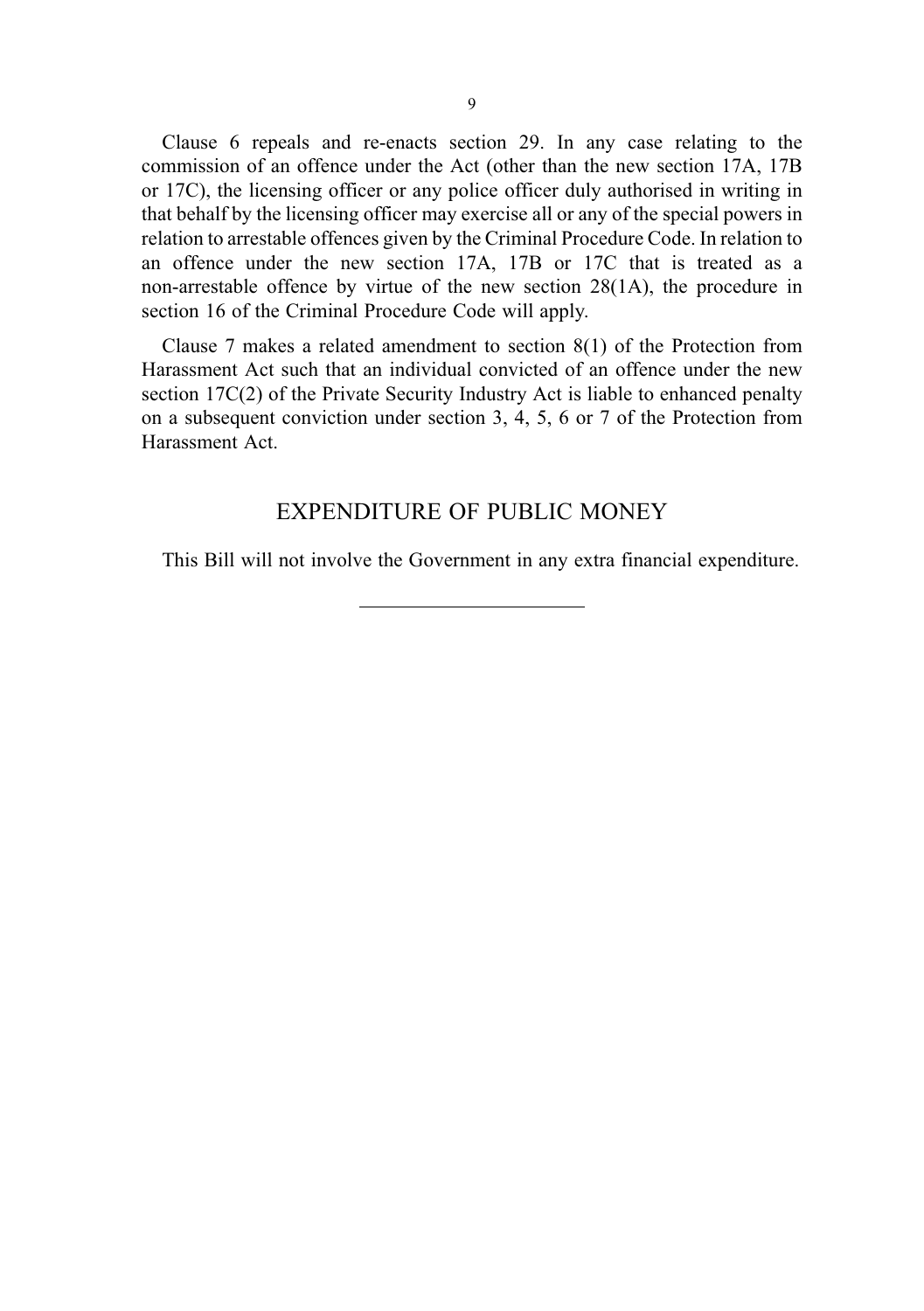Clause 6 repeals and re-enacts section 29. In any case relating to the commission of an offence under the Act (other than the new section 17A, 17B or 17C), the licensing officer or any police officer duly authorised in writing in that behalf by the licensing officer may exercise all or any of the special powers in relation to arrestable offences given by the Criminal Procedure Code. In relation to an offence under the new section 17A, 17B or 17C that is treated as a non-arrestable offence by virtue of the new section 28(1A), the procedure in section 16 of the Criminal Procedure Code will apply.

Clause 7 makes a related amendment to section 8(1) of the Protection from Harassment Act such that an individual convicted of an offence under the new section 17C(2) of the Private Security Industry Act is liable to enhanced penalty on a subsequent conviction under section 3, 4, 5, 6 or 7 of the Protection from Harassment Act.

## EXPENDITURE OF PUBLIC MONEY

This Bill will not involve the Government in any extra financial expenditure.